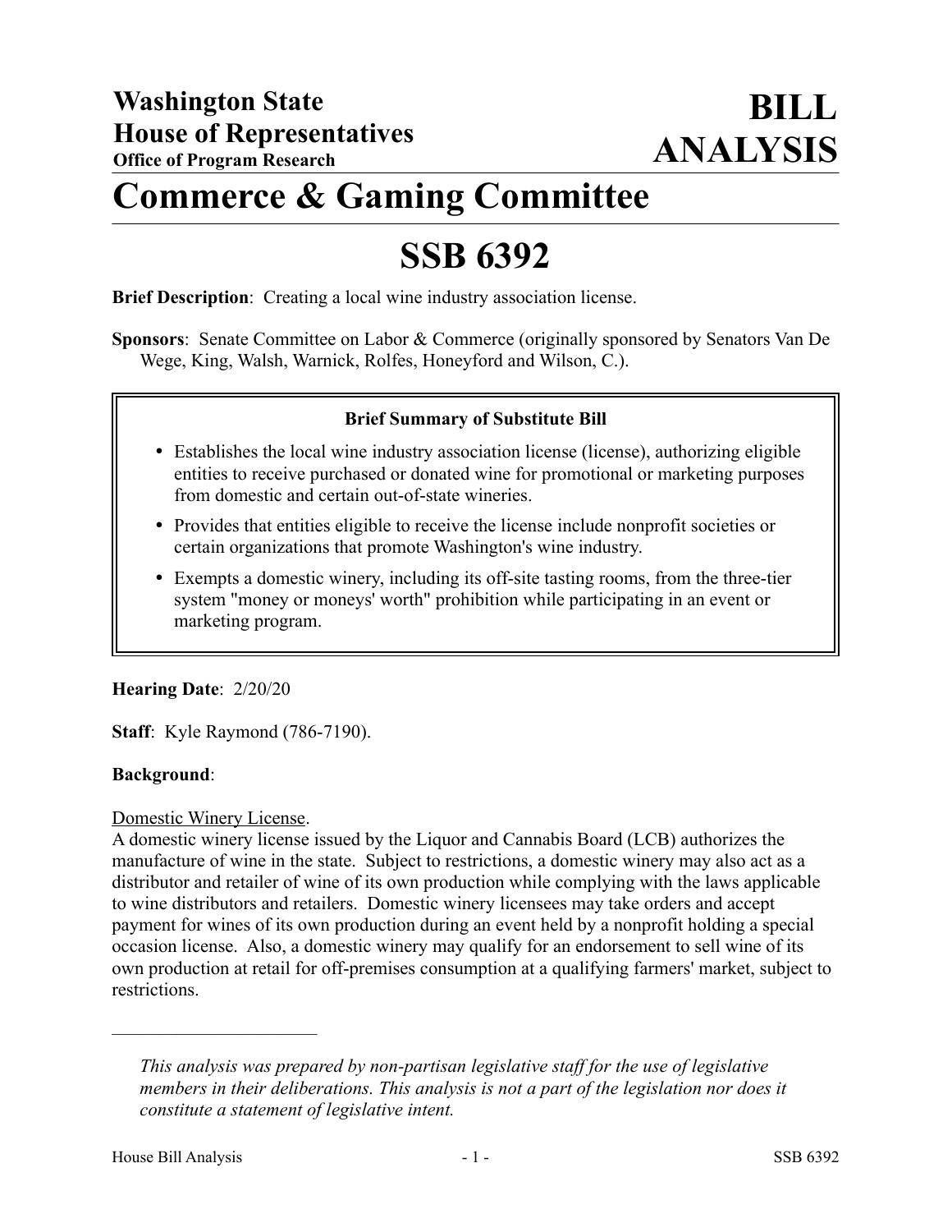**Washington State House of Representatives**
**Office of Program Research**

# BILL ANALYSIS

# Commerce & Gaming Committee

# SSB 6392

**Brief Description**: Creating a local wine industry association license.

**Sponsors**: Senate Committee on Labor & Commerce (originally sponsored by Senators Van De Wege, King, Walsh, Warnick, Rolfes, Honeyford and Wilson, C.).

> **Brief Summary of Substitute Bill**
>
> - Establishes the local wine industry association license (license), authorizing eligible entities to receive purchased or donated wine for promotional or marketing purposes from domestic and certain out-of-state wineries.
> - Provides that entities eligible to receive the license include nonprofit societies or certain organizations that promote Washington's wine industry.
> - Exempts a domestic winery, including its off-site tasting rooms, from the three-tier system "money or moneys' worth" prohibition while participating in an event or marketing program.

**Hearing Date**: 2/20/20

**Staff**: Kyle Raymond (786-7190).

**Background**:

Domestic Winery License.

A domestic winery license issued by the Liquor and Cannabis Board (LCB) authorizes the manufacture of wine in the state. Subject to restrictions, a domestic winery may also act as a distributor and retailer of wine of its own production while complying with the laws applicable to wine distributors and retailers. Domestic winery licensees may take orders and accept payment for wines of its own production during an event held by a nonprofit holding a special occasion license. Also, a domestic winery may qualify for an endorsement to sell wine of its own production at retail for off-premises consumption at a qualifying farmers' market, subject to restrictions.

---

*This analysis was prepared by non-partisan legislative staff for the use of legislative members in their deliberations. This analysis is not a part of the legislation nor does it constitute a statement of legislative intent.*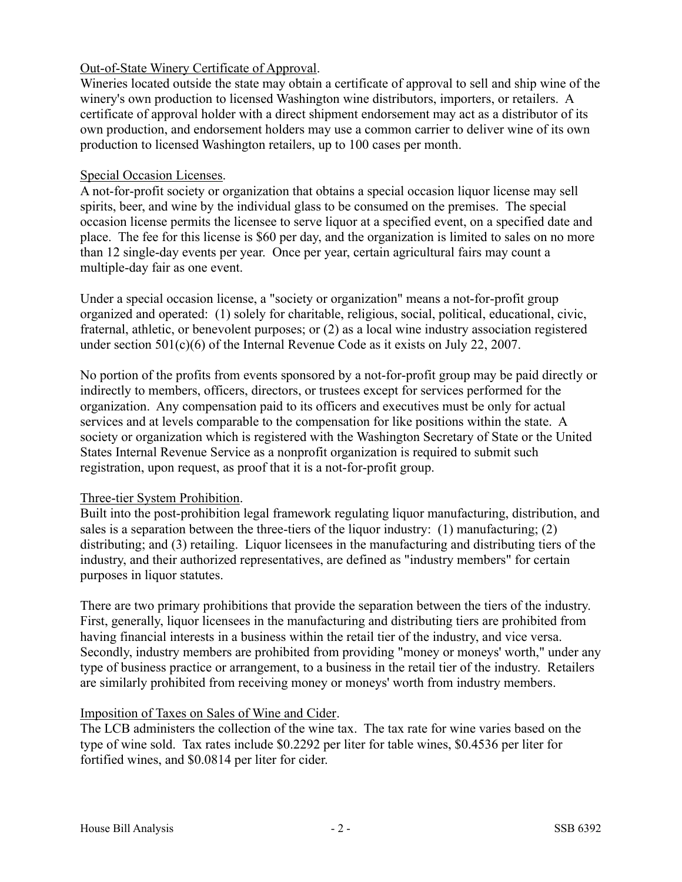Out-of-State Winery Certificate of Approval.

Wineries located outside the state may obtain a certificate of approval to sell and ship wine of the winery's own production to licensed Washington wine distributors, importers, or retailers. A certificate of approval holder with a direct shipment endorsement may act as a distributor of its own production, and endorsement holders may use a common carrier to deliver wine of its own production to licensed Washington retailers, up to 100 cases per month.

Special Occasion Licenses.

A not-for-profit society or organization that obtains a special occasion liquor license may sell spirits, beer, and wine by the individual glass to be consumed on the premises. The special occasion license permits the licensee to serve liquor at a specified event, on a specified date and place. The fee for this license is $60 per day, and the organization is limited to sales on no more than 12 single-day events per year. Once per year, certain agricultural fairs may count a multiple-day fair as one event.

Under a special occasion license, a "society or organization" means a not-for-profit group organized and operated: (1) solely for charitable, religious, social, political, educational, civic, fraternal, athletic, or benevolent purposes; or (2) as a local wine industry association registered under section 501(c)(6) of the Internal Revenue Code as it exists on July 22, 2007.

No portion of the profits from events sponsored by a not-for-profit group may be paid directly or indirectly to members, officers, directors, or trustees except for services performed for the organization. Any compensation paid to its officers and executives must be only for actual services and at levels comparable to the compensation for like positions within the state. A society or organization which is registered with the Washington Secretary of State or the United States Internal Revenue Service as a nonprofit organization is required to submit such registration, upon request, as proof that it is a not-for-profit group.

Three-tier System Prohibition.

Built into the post-prohibition legal framework regulating liquor manufacturing, distribution, and sales is a separation between the three-tiers of the liquor industry: (1) manufacturing; (2) distributing; and (3) retailing. Liquor licensees in the manufacturing and distributing tiers of the industry, and their authorized representatives, are defined as "industry members" for certain purposes in liquor statutes.

There are two primary prohibitions that provide the separation between the tiers of the industry. First, generally, liquor licensees in the manufacturing and distributing tiers are prohibited from having financial interests in a business within the retail tier of the industry, and vice versa. Secondly, industry members are prohibited from providing "money or moneys' worth," under any type of business practice or arrangement, to a business in the retail tier of the industry. Retailers are similarly prohibited from receiving money or moneys' worth from industry members.

Imposition of Taxes on Sales of Wine and Cider.

The LCB administers the collection of the wine tax. The tax rate for wine varies based on the type of wine sold. Tax rates include $0.2292 per liter for table wines, $0.4536 per liter for fortified wines, and $0.0814 per liter for cider.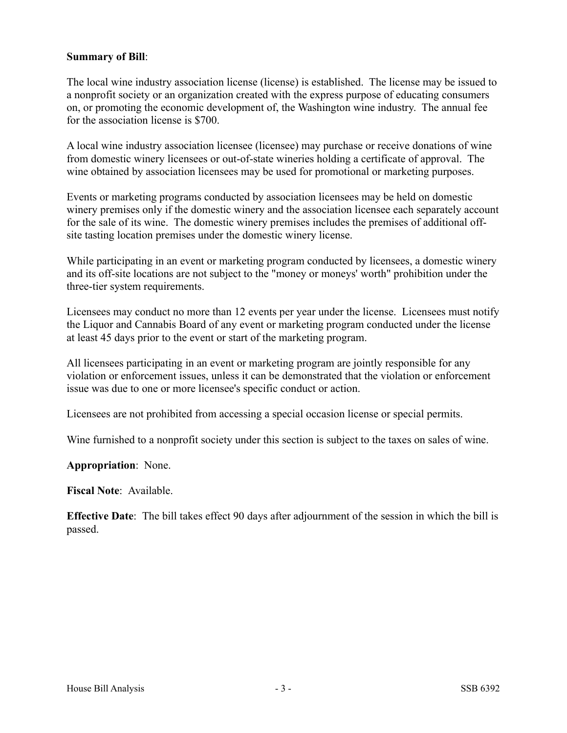**Summary of Bill**:

The local wine industry association license (license) is established. The license may be issued to a nonprofit society or an organization created with the express purpose of educating consumers on, or promoting the economic development of, the Washington wine industry. The annual fee for the association license is $700.

A local wine industry association licensee (licensee) may purchase or receive donations of wine from domestic winery licensees or out-of-state wineries holding a certificate of approval. The wine obtained by association licensees may be used for promotional or marketing purposes.

Events or marketing programs conducted by association licensees may be held on domestic winery premises only if the domestic winery and the association licensee each separately account for the sale of its wine. The domestic winery premises includes the premises of additional off-site tasting location premises under the domestic winery license.

While participating in an event or marketing program conducted by licensees, a domestic winery and its off-site locations are not subject to the "money or moneys' worth" prohibition under the three-tier system requirements.

Licensees may conduct no more than 12 events per year under the license. Licensees must notify the Liquor and Cannabis Board of any event or marketing program conducted under the license at least 45 days prior to the event or start of the marketing program.

All licensees participating in an event or marketing program are jointly responsible for any violation or enforcement issues, unless it can be demonstrated that the violation or enforcement issue was due to one or more licensee's specific conduct or action.

Licensees are not prohibited from accessing a special occasion license or special permits.

Wine furnished to a nonprofit society under this section is subject to the taxes on sales of wine.

**Appropriation**: None.

**Fiscal Note**: Available.

**Effective Date**: The bill takes effect 90 days after adjournment of the session in which the bill is passed.